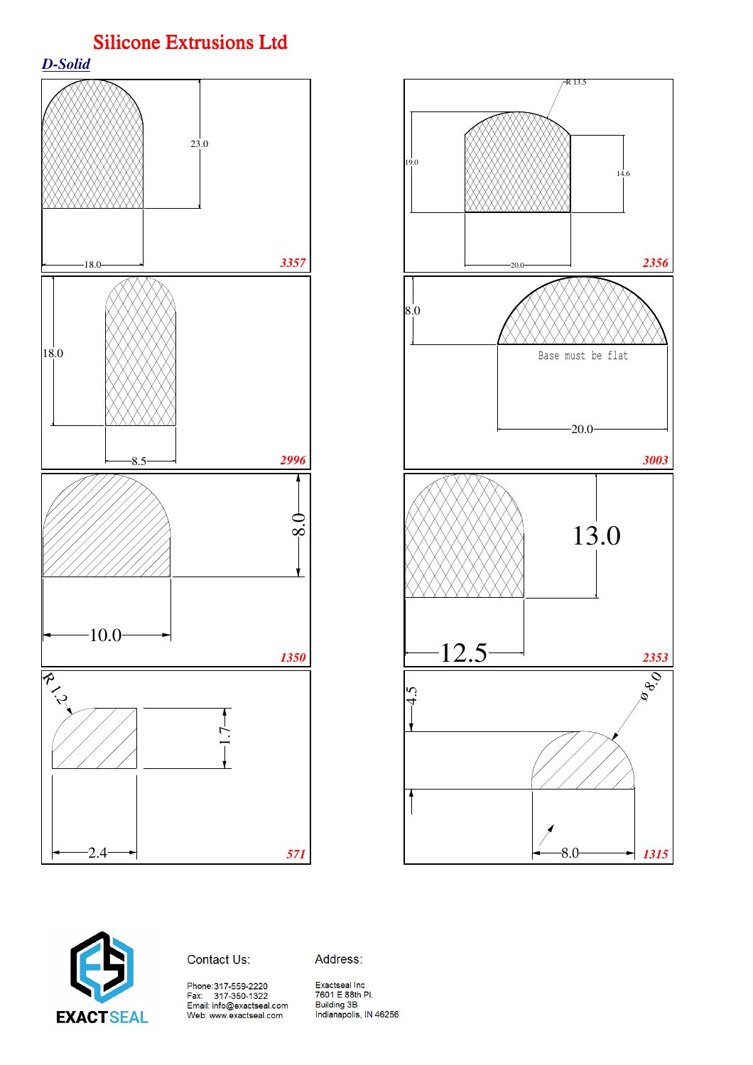# Silicone Extrusions Ltd

## *D-Solid*

23.0

18.0

3357

R 13.5

19.0

14.6

20.0

2356

18.0

8.5

2996

8.0

Base must be flat

20.0

3003

8.0

10.0

1350

13.0

12.5

2353

R 1.2

1.7

2.4

571

4.5

ø 8.0

8.0

1315

EXACTSEAL

Contact Us:

Phone: 317-559-2220
Fax: 317-350-1322
Email: info@exactseal.com
Web: www.exactseal.com

Address:

Exactseal Inc
7601 E 88th Pl.
Building 3B
Indianapolis, IN 46256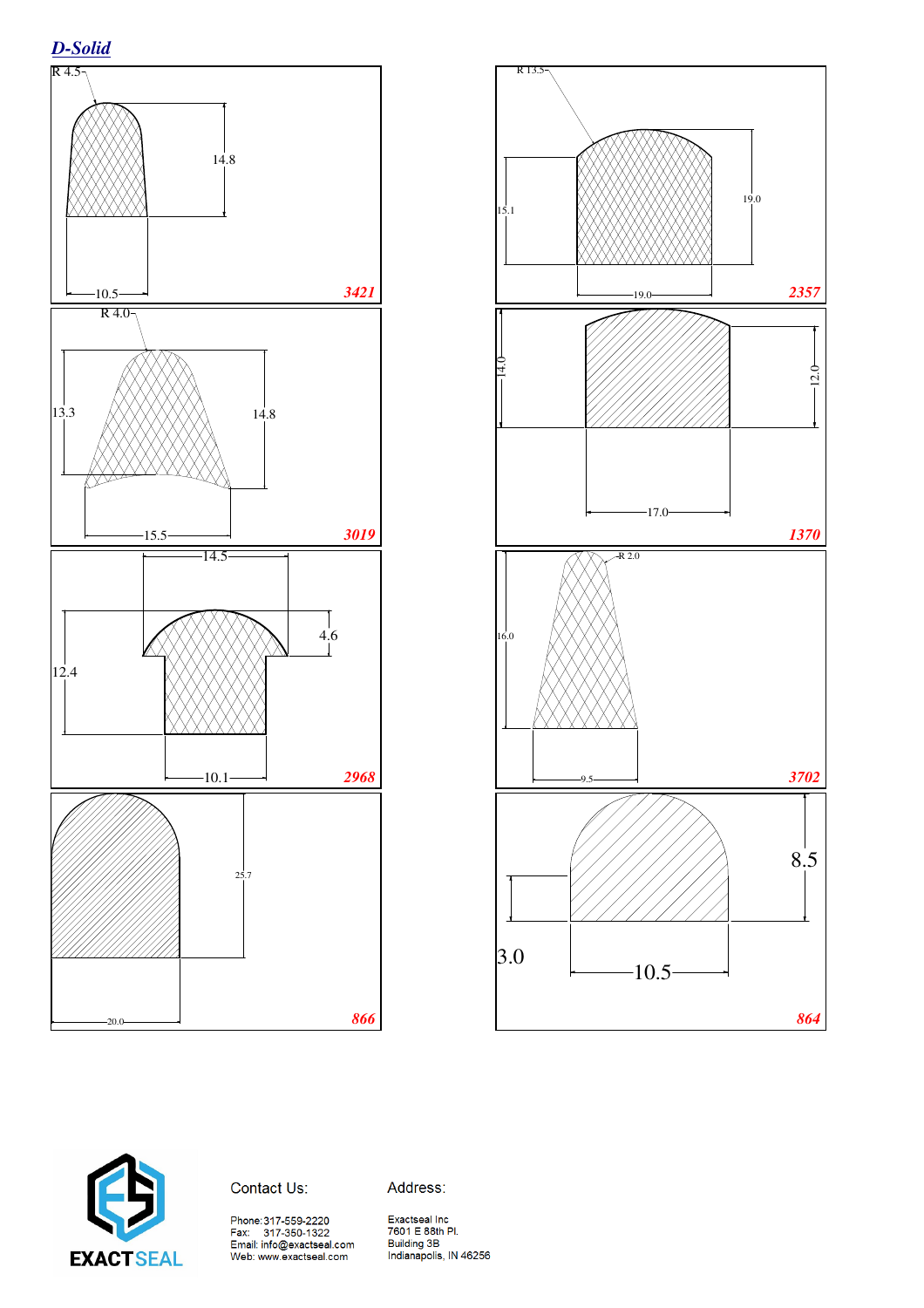## *D-Solid*

R 4.5

14.8

10.5

**3421**

R 13.5

15.1

19.0

19.0

**2357**

R 4.0

13.3

14.8

15.5

**3019**

14.0

12.0

17.0

**1370**

14.5

4.6

12.4

10.1

**2968**

R 2.0

16.0

9.5

**3702**

25.7

20.0

**866**

8.5

3.0

10.5

**864**

EXACTSEAL

Contact Us:

Phone: 317-559-2220
Fax: 317-350-1322
Email: info@exactseal.com
Web: www.exactseal.com

Address:

Exactseal Inc
7601 E 88th Pl.
Building 3B
Indianapolis, IN 46256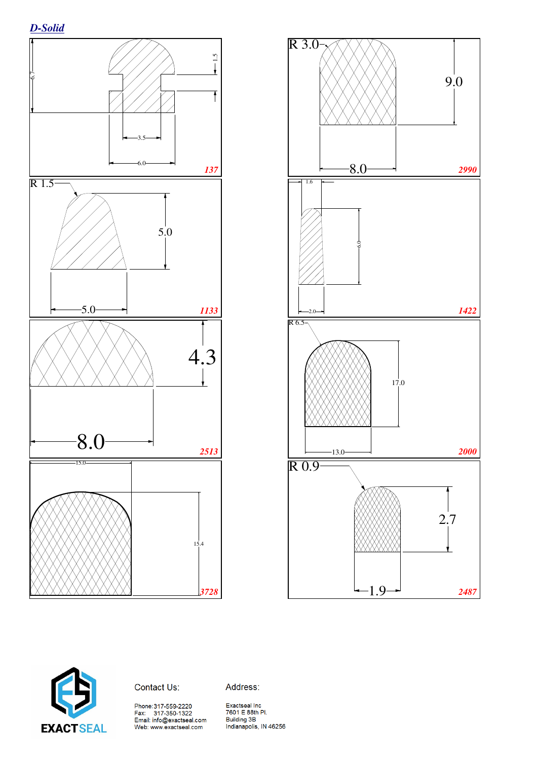## D-Solid

6.7

1.5

3.5

6.0

**137**

R 3.0

9.0

8.0

**2990**

R 1.5

5.0

5.0

**1133**

1.6

6.0

2.0

**1422**

4.3

8.0

**2513**

R 6.5

17.0

13.0

**2000**

15.0

15.4

**3728**

R 0.9

2.7

1.9

**2487**

EXACTSEAL

Contact Us:

Phone: 317-559-2220
Fax: 317-350-1322
Email: info@exactseal.com
Web: www.exactseal.com

Address:

Exactseal Inc
7601 E 88th Pl.
Building 3B
Indianapolis, IN 46256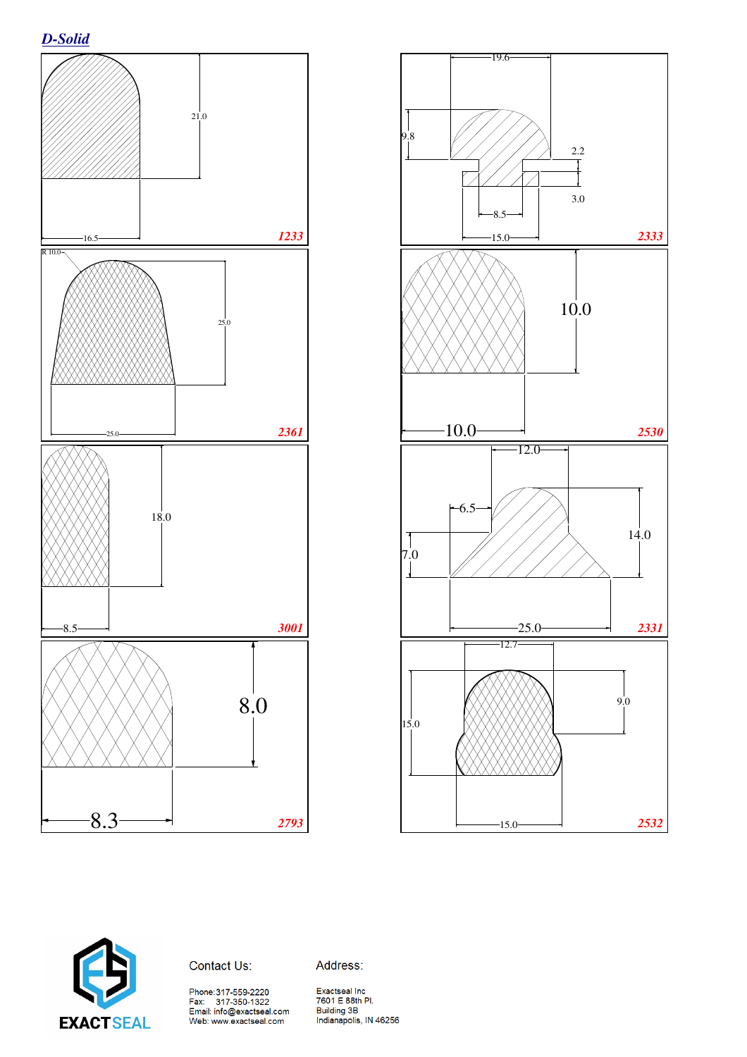## *D-Solid*

21.0

16.5

**1233**

19.6

9.8

2.2

3.0

8.5

15.0

**2333**

R 10.0

25.0

25.0

**2361**

10.0

10.0

**2530**

18.0

8.5

**3001**

12.0

6.5

14.0

7.0

25.0

**2331**

8.0

8.3

**2793**

12.7

9.0

15.0

15.0

**2532**

EXACTSEAL

Contact Us:

Phone: 317-559-2220
Fax: 317-350-1322
Email: info@exactseal.com
Web: www.exactseal.com

Address:

Exactseal Inc
7601 E 88th Pl.
Building 3B
Indianapolis, IN 46256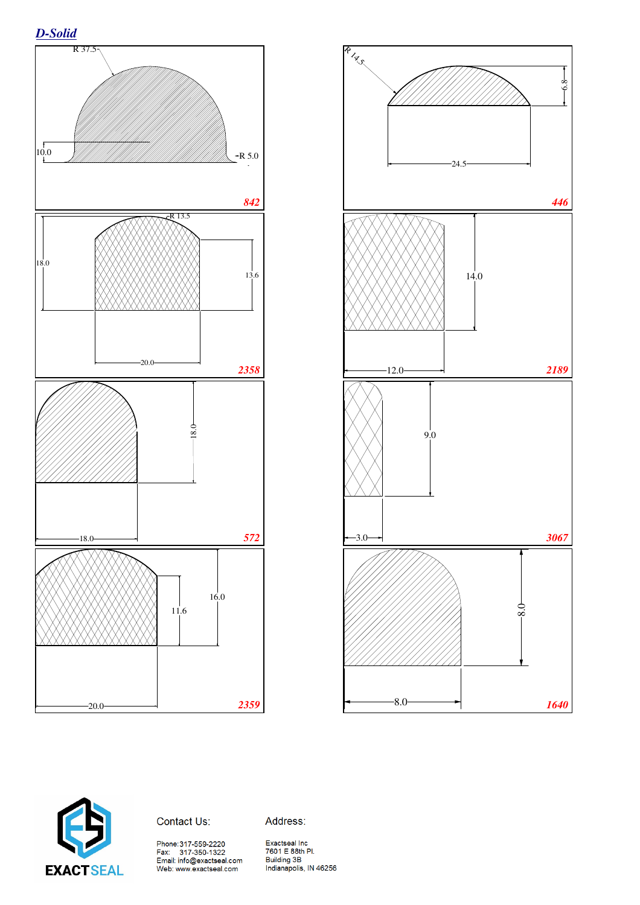# D-Solid

R 37.5

10.0

R 5.0

842

R 14.5

6.8

24.5

446

R 13.5

18.0

13.6

20.0

2358

14.0

12.0

2189

18.0

18.0

572

9.0

3.0

3067

16.0

11.6

20.0

2359

8.0

8.0

1640

EXACT SEAL

Contact Us:

Phone: 317-559-2220
Fax: 317-350-1322
Email: info@exactseal.com
Web: www.exactseal.com

Address:

Exactseal Inc
7601 E 88th Pl.
Building 3B
Indianapolis, IN 46256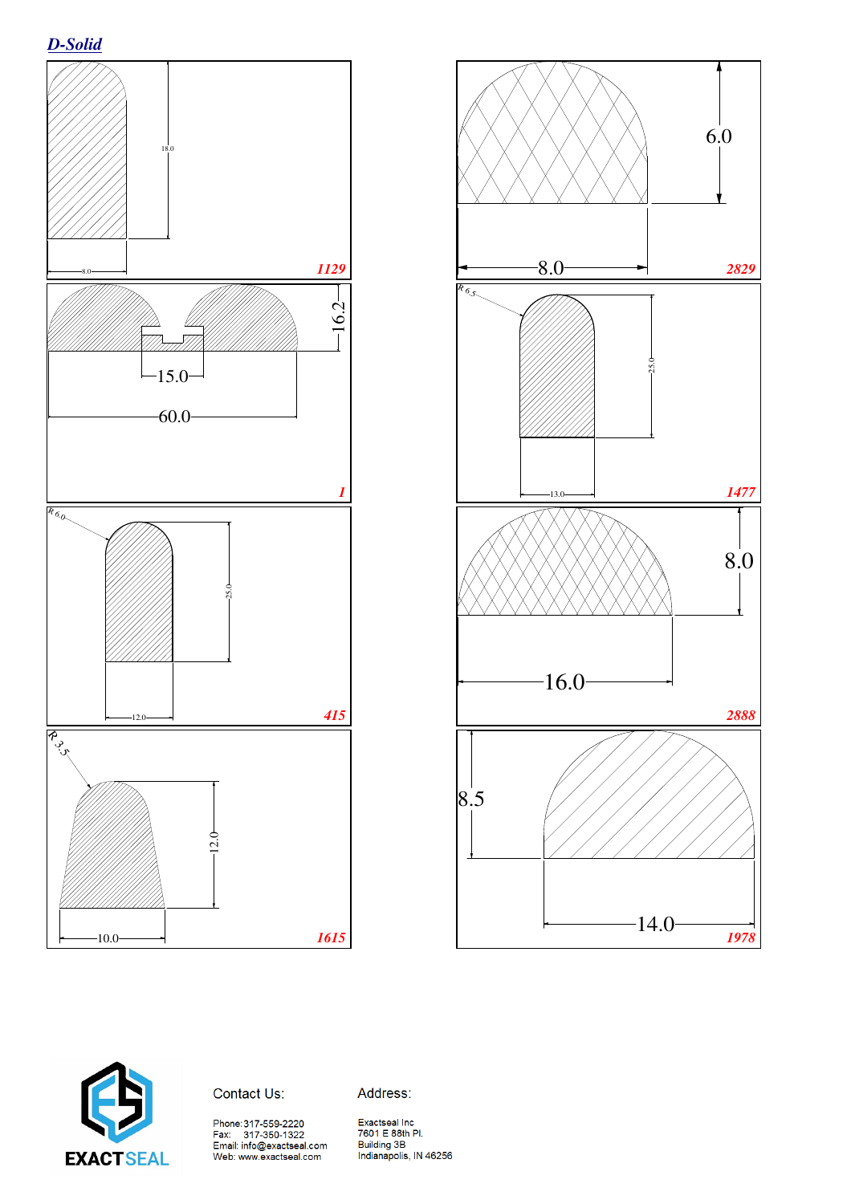# D-Solid

18.0

8.0

1129

6.0

8.0

2829

16.2

15.0

60.0

1

R 6.5

25.0

13.0

1477

R 6.0

25.0

12.0

415

8.0

16.0

2888

R 3.5

12.0

10.0

1615

8.5

14.0

1978

EXACTSEAL

Contact Us:

Phone: 317-559-2220
Fax: 317-350-1322
Email: info@exactseal.com
Web: www.exactseal.com

Address:

Exactseal Inc
7601 E 88th Pl.
Building 3B
Indianapolis, IN 46256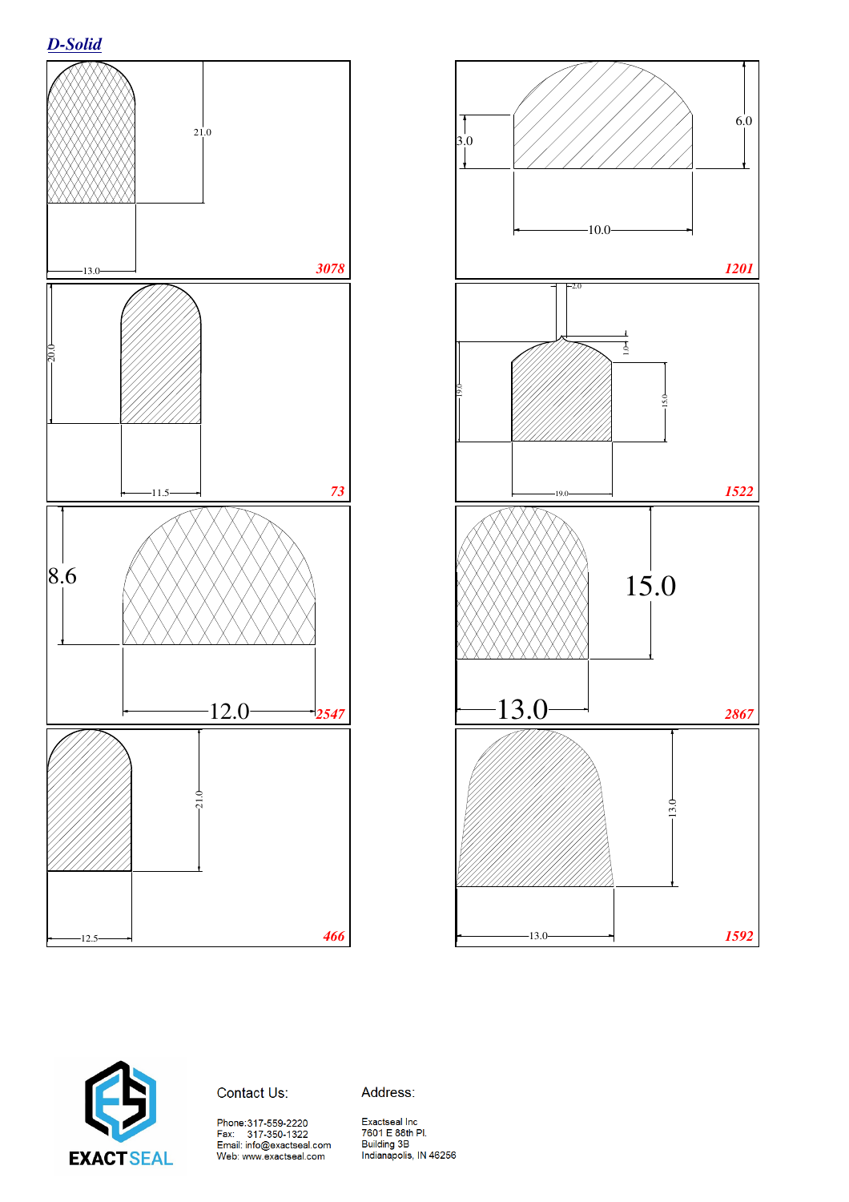## D-Solid

21.0

13.0

3078

6.0

3.0

10.0

1201

20.0

11.5

73

2.0

1.0

19.0

15.0

19.0

1522

8.6

12.0

2547

15.0

13.0

2867

21.0

12.5

466

13.0

13.0

1592

EXACT SEAL

Contact Us:

Phone:317-559-2220
Fax: 317-350-1322
Email: info@exactseal.com
Web: www.exactseal.com

Address:

Exactseal Inc
7601 E 88th Pl.
Building 3B
Indianapolis, IN 46256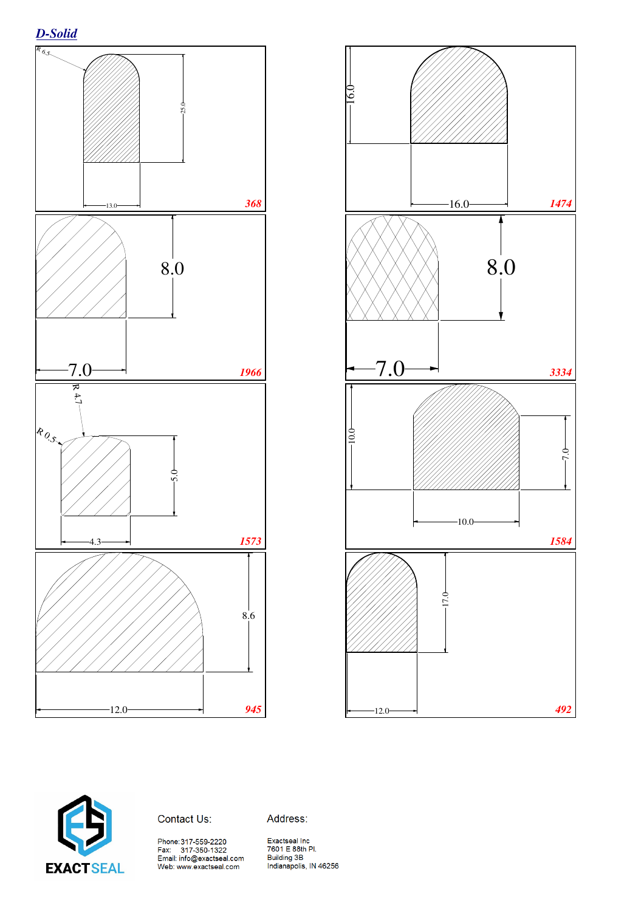## D-Solid

R 6.5

25.0

13.0

368

16.0

16.0

1474

8.0

7.0

1966

8.0

7.0

3334

R 4.7

R 0.5

5.0

4.3

1573

10.0

7.0

10.0

1584

8.6

12.0

945

17.0

12.0

492

**EXACTSEAL**

Contact Us:

Phone: 317-559-2220
Fax: 317-350-1322
Email: info@exactseal.com
Web: www.exactseal.com

Address:

Exactseal Inc
7601 E 88th Pl.
Building 3B
Indianapolis, IN 46256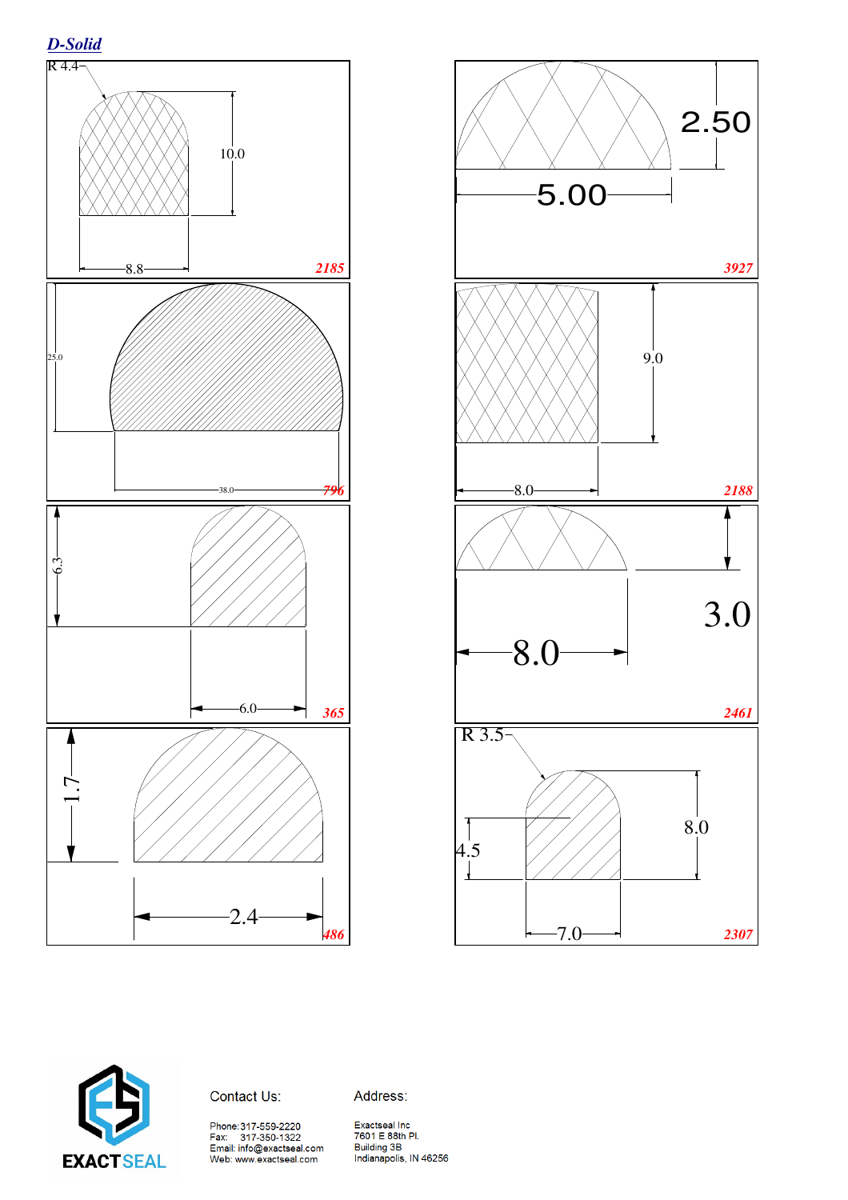## D-Solid

R 4.4

10.0

8.8

2185

2.50

5.00

3927

25.0

38.0

796

9.0

8.0

2188

6.3

6.0

365

3.0

8.0

2461

1.7

2.4

486

R 3.5

8.0

4.5

7.0

2307

EXACTSEAL

Contact Us:

Phone: 317-559-2220
Fax: 317-350-1322
Email: info@exactseal.com
Web: www.exactseal.com

Address:

Exactseal Inc
7601 E 88th Pl.
Building 3B
Indianapolis, IN 46256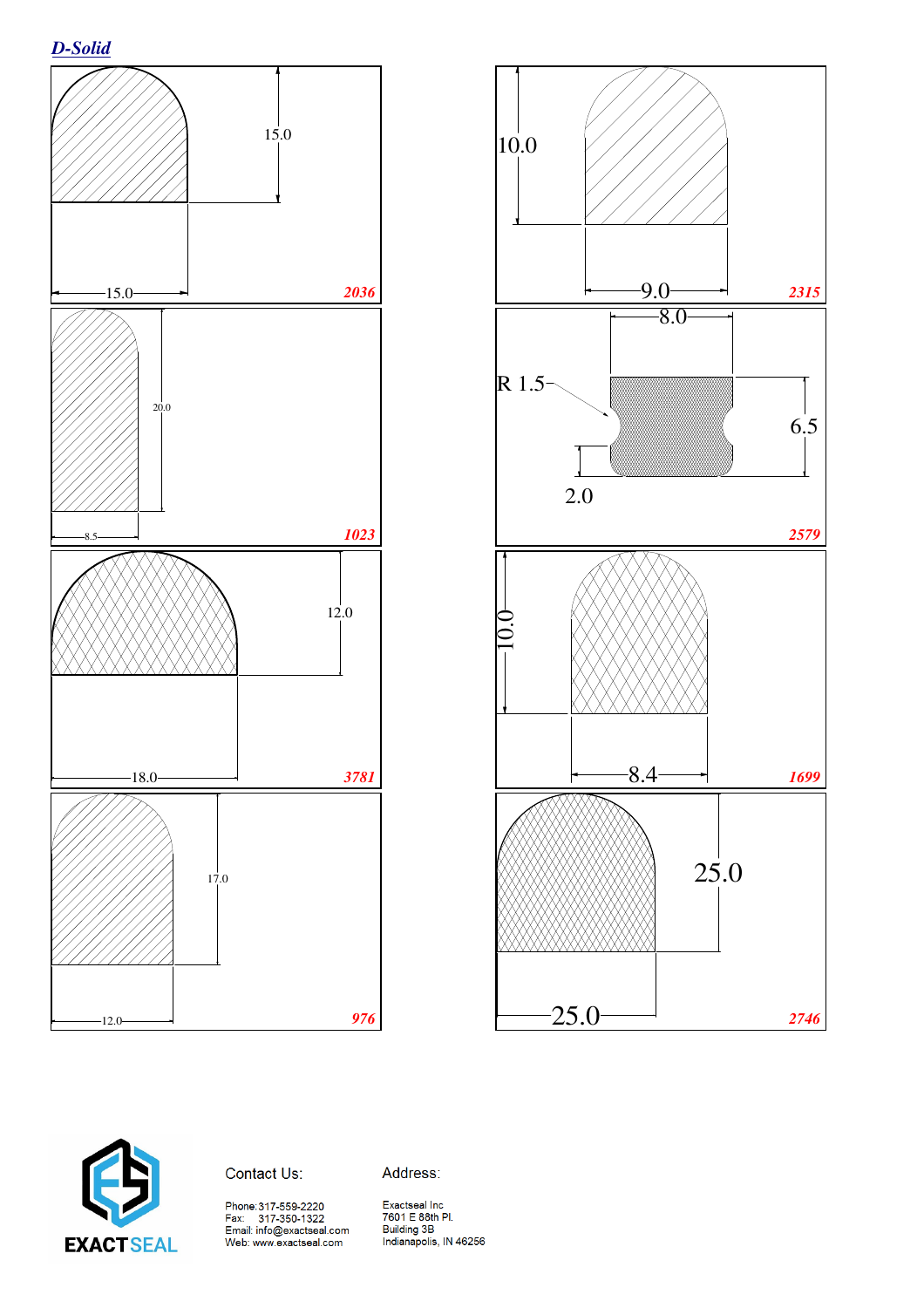## D-Solid

15.0

15.0

2036

10.0

9.0

2315

20.0

8.5

1023

8.0

R 1.5

6.5

2.0

2579

12.0

18.0

3781

10.0

8.4

1699

17.0

12.0

976

25.0

25.0

2746

EXACTSEAL

Contact Us:

Phone: 317-559-2220
Fax: 317-350-1322
Email: info@exactseal.com
Web: www.exactseal.com

Address:

Exactseal Inc
7601 E 88th Pl.
Building 3B
Indianapolis, IN 46256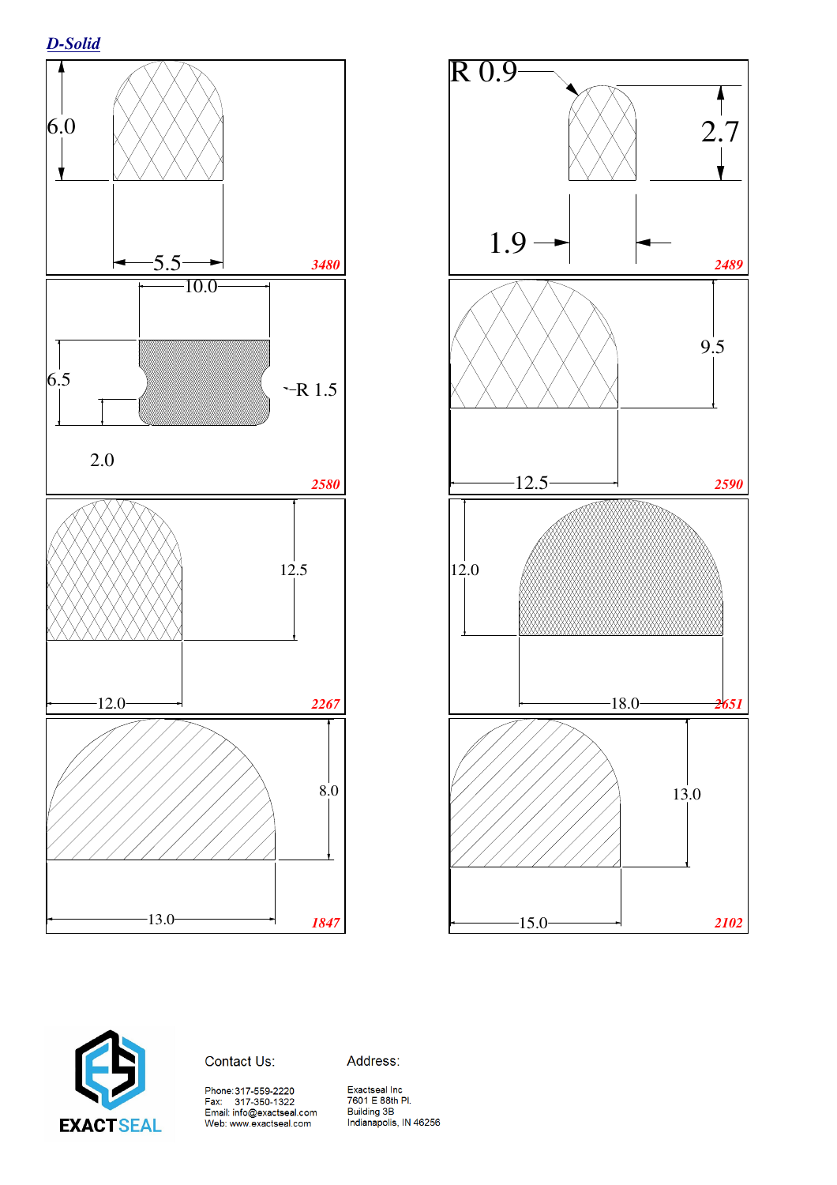## D-Solid

6.0

5.5

3480

R 0.9

2.7

1.9

2489

10.0

6.5

R 1.5

2.0

2580

9.5

12.5

2590

12.5

12.0

2267

12.0

18.0

2651

8.0

13.0

1847

13.0

15.0

2102

EXACTSEAL

Contact Us:

Phone: 317-559-2220
Fax: 317-350-1322
Email: info@exactseal.com
Web: www.exactseal.com

Address:

Exactseal Inc
7601 E 88th Pl.
Building 3B
Indianapolis, IN 46256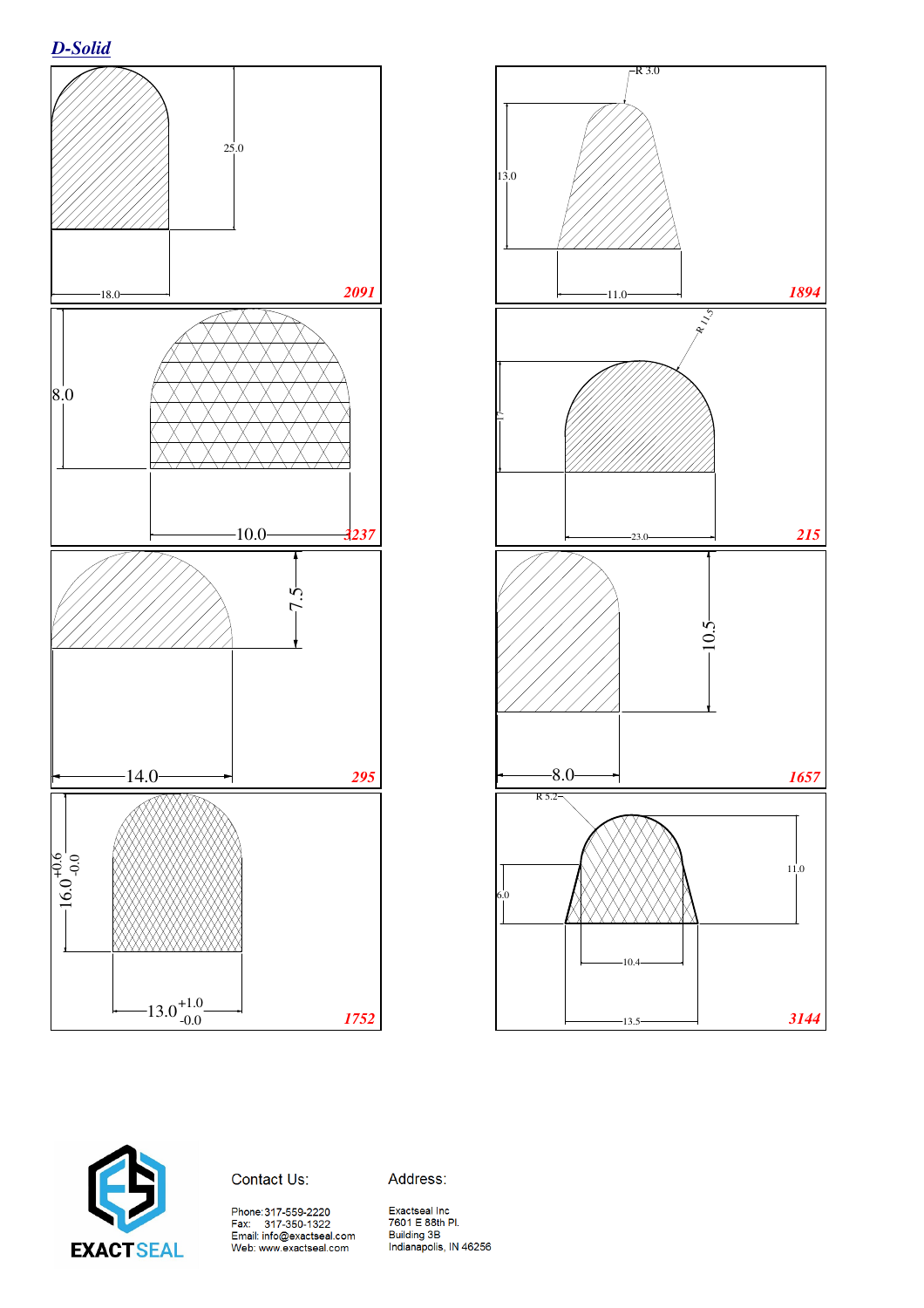## D-Solid

25.0

18.0

**2091**

R 3.0

13.0

11.0

**1894**

8.0

10.0

**3237**

R 11.5

17

23.0

**215**

7.5

14.0

**295**

10.5

8.0

**1657**

$16.0^{+0.6}_{-0.0}$

$13.0^{+1.0}_{-0.0}$

**1752**

R 5.2

6.0

11.0

10.4

13.5

**3144**

EXACTSEAL

Contact Us:

Phone: 317-559-2220
Fax: 317-350-1322
Email: info@exactseal.com
Web: www.exactseal.com

Address:

Exactseal Inc
7601 E 88th Pl.
Building 3B
Indianapolis, IN 46256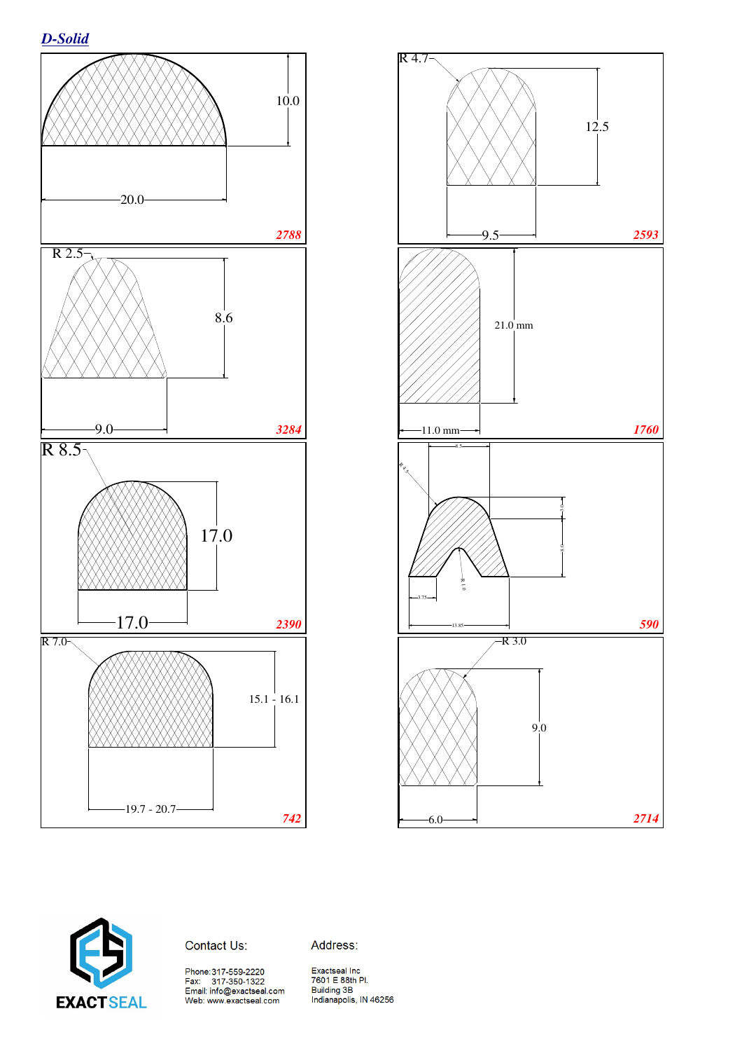## D-Solid

10.0

20.0

2788

R 4.7

12.5

9.5

2593

R 2.5

8.6

9.0

3284

21.0 mm

11.0 mm

1760

R 8.5

17.0

17.0

2390

8.5

R 4.5

3.0

8.0

R 1.0

3.75

13.85

590

R 7.0

15.1 - 16.1

19.7 - 20.7

742

R 3.0

9.0

6.0

2714

EXACTSEAL

Contact Us:

Phone: 317-559-2220
Fax: 317-350-1322
Email: info@exactseal.com
Web: www.exactseal.com

Address:

Exactseal Inc
7601 E 88th Pl.
Building 3B
Indianapolis, IN 46256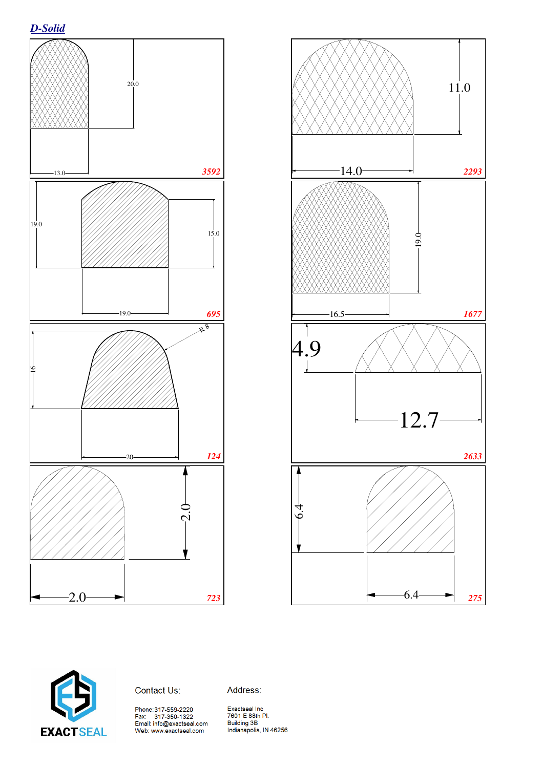## D-Solid

| Part No. | Width | Height |
|---|---|---|
| 3592 | 13.0 | 20.0 |
| 2293 | 14.0 | 11.0 |
| 695 | 19.0 | 19.0 / 15.0 |
| 1677 | 16.5 | 19.0 |
| 124 | 20 | 16 (R 8) |
| 2633 | 12.7 | 4.9 |
| 723 | 2.0 | 2.0 |
| 275 | 6.4 | 6.4 |

EXACTSEAL

Contact Us:

Phone: 317-559-2220
Fax: 317-350-1322
Email: info@exactseal.com
Web: www.exactseal.com

Address:

Exactseal Inc
7601 E 88th Pl.
Building 3B
Indianapolis, IN 46256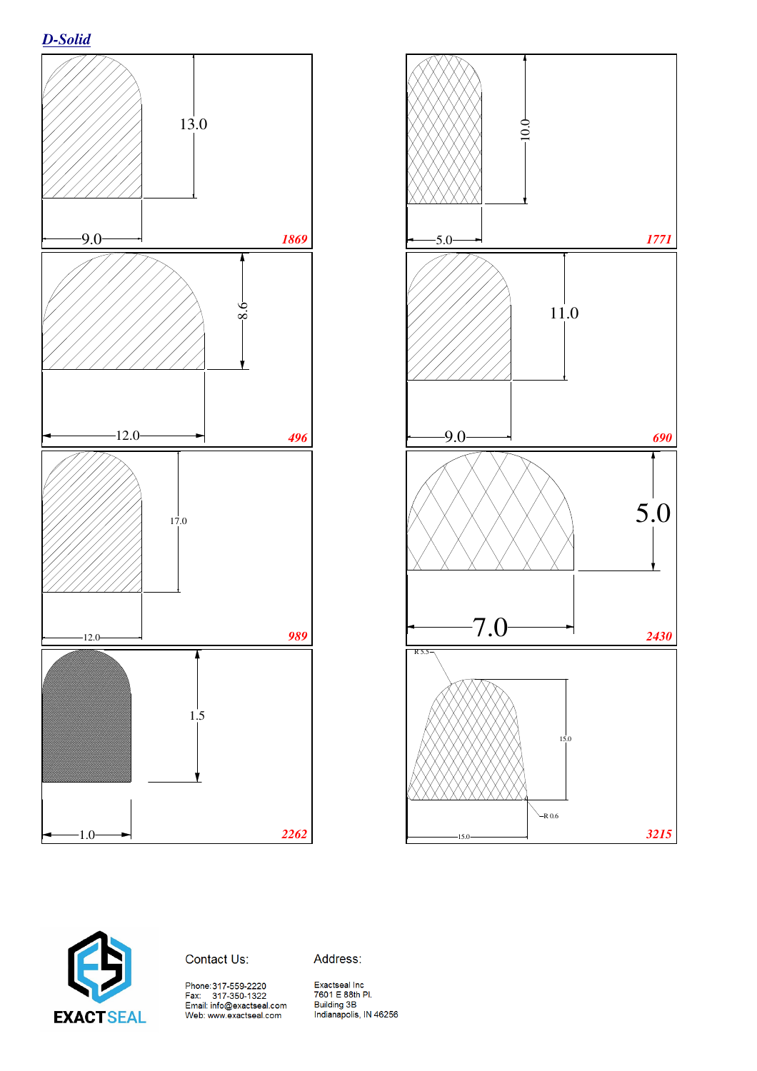## *D-Solid*

13.0

9.0

*1869*

10.0

5.0

*1771*

8.6

12.0

*496*

11.0

9.0

*690*

17.0

12.0

*989*

5.0

7.0

*2430*

1.5

1.0

*2262*

R 5.5

15.0

R 0.6

15.0

*3215*

EXACTSEAL

Contact Us:

Phone: 317-559-2220
Fax: 317-350-1322
Email: info@exactseal.com
Web: www.exactseal.com

Address:

Exactseal Inc
7601 E 88th Pl.
Building 3B
Indianapolis, IN 46256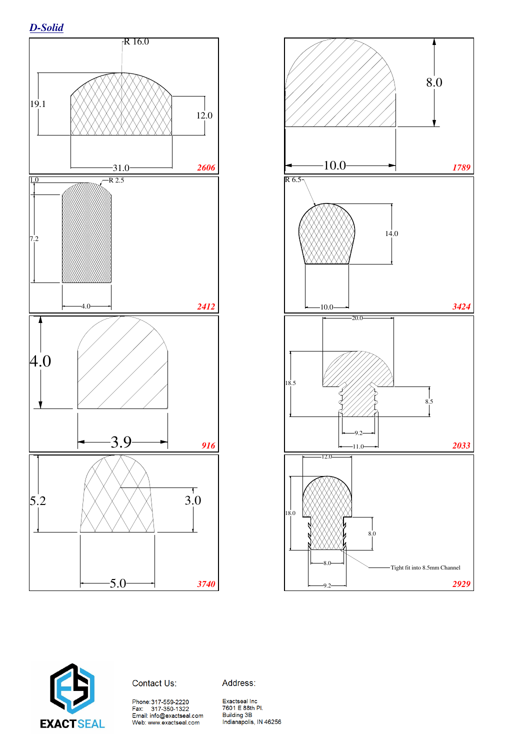## D-Solid

R 16.0

19.1

12.0

31.0

**2606**

8.0

10.0

**1789**

1.0

R 2.5

7.2

4.0

**2412**

R 6.5

14.0

10.0

**3424**

4.0

3.9

**916**

20.0

18.5

8.5

9.2

11.0

**2033**

5.2

3.0

5.0

**3740**

12.0

18.0

8.0

8.0

Tight fit into 8.5mm Channel

9.2

**2929**

EXACTSEAL

Contact Us:

Phone: 317-559-2220
Fax: 317-350-1322
Email: info@exactseal.com
Web: www.exactseal.com

Address:

Exactseal Inc
7601 E 88th Pl.
Building 3B
Indianapolis, IN 46256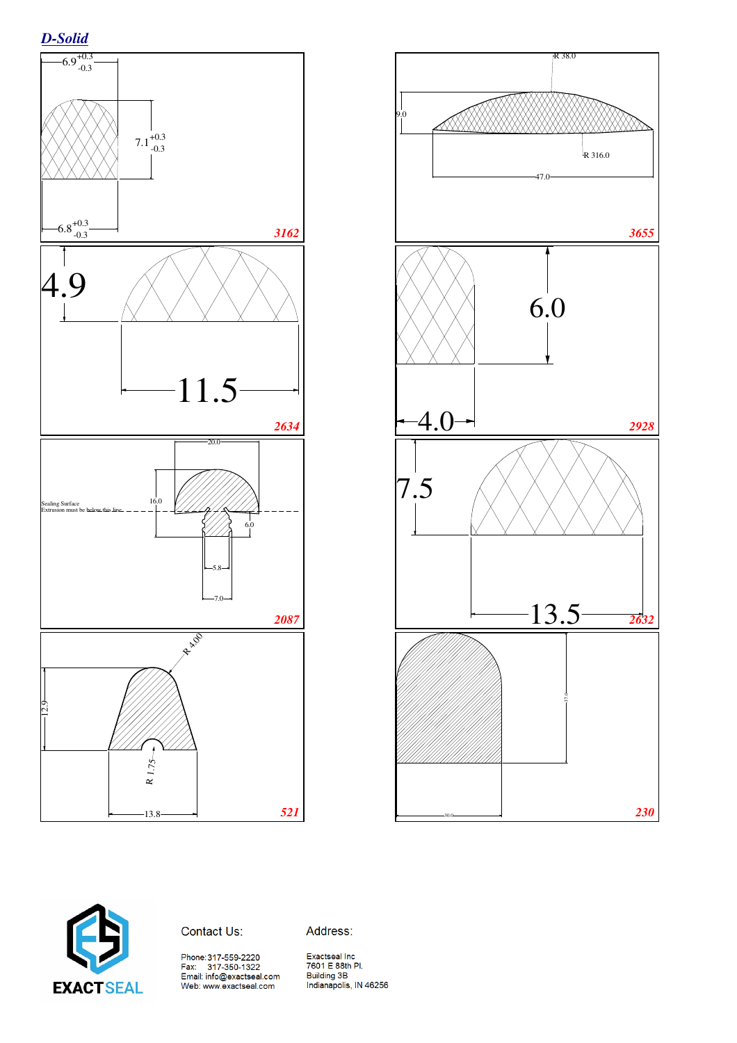## *D-Solid*

6.9 $^{+0.3}_{-0.3}$

7.1 $^{+0.3}_{-0.3}$

6.8 $^{+0.3}_{-0.3}$

***3162***

R 38.0

9.0

R 316.0

47.0

***3655***

4.9

11.5

***2634***

6.0

4.0

***2928***

20.0

Sealing Surface
Extrusion must be below this line

16.0

6.0

5.8

7.0

***2087***

7.5

13.5

***2632***

R 4.00

12.9

R 1.75

13.8

***521***

37.0

30.0

***230***

EXACTSEAL

Contact Us:

Phone: 317-559-2220
Fax: 317-350-1322
Email: info@exactseal.com
Web: www.exactseal.com

Address:

Exactseal Inc
7601 E 88th Pl.
Building 3B
Indianapolis, IN 46256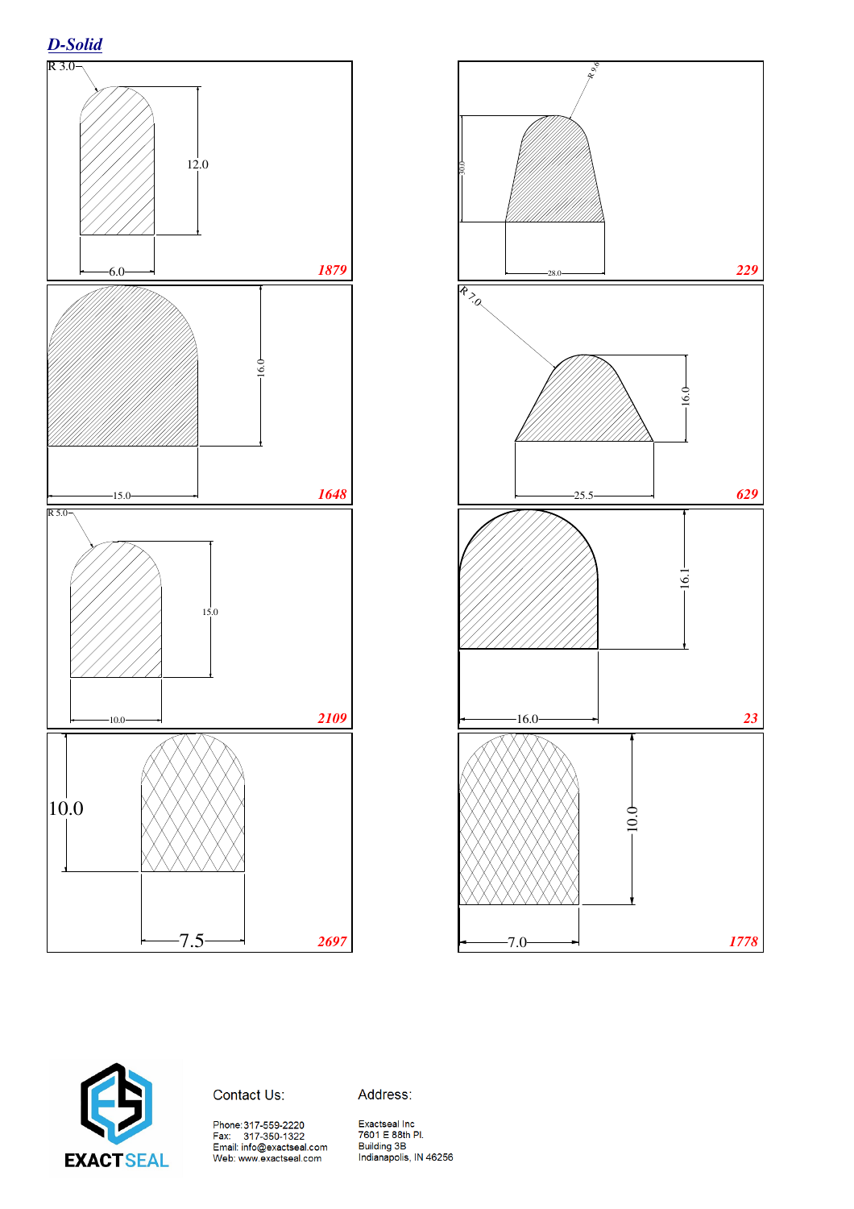## *D-Solid*

R 3.0

12.0

6.0

*1879*

R 9.6

30.0

28.0

*229*

16.0

15.0

*1648*

R 7.0

16.0

25.5

*629*

R 5.0

15.0

10.0

*2109*

16.1

16.0

*23*

10.0

7.5

*2697*

10.0

7.0

*1778*

EXACTSEAL

Contact Us:

Phone: 317-559-2220
Fax: 317-350-1322
Email: info@exactseal.com
Web: www.exactseal.com

Address:

Exactseal Inc
7601 E 88th Pl.
Building 3B
Indianapolis, IN 46256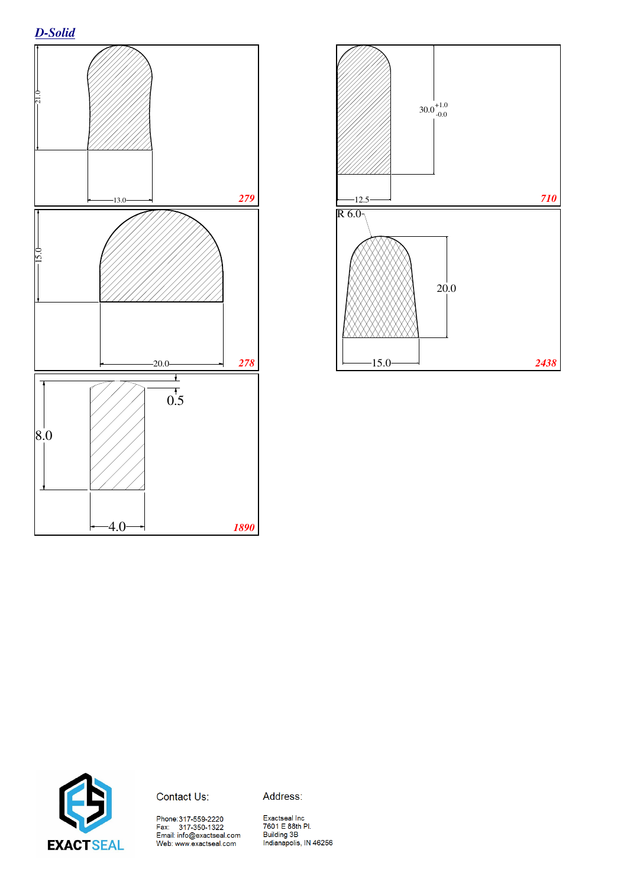## D-Solid

21.0

13.0

279

30.0 $^{+1.0}_{-0.0}$

12.5

710

15.0

20.0

278

R 6.0

20.0

15.0

2438

0.5

8.0

4.0

1890

EXACTSEAL

Contact Us:

Phone: 317-559-2220
Fax: 317-350-1322
Email: info@exactseal.com
Web: www.exactseal.com

Address:

Exactseal Inc
7601 E 88th Pl.
Building 3B
Indianapolis, IN 46256